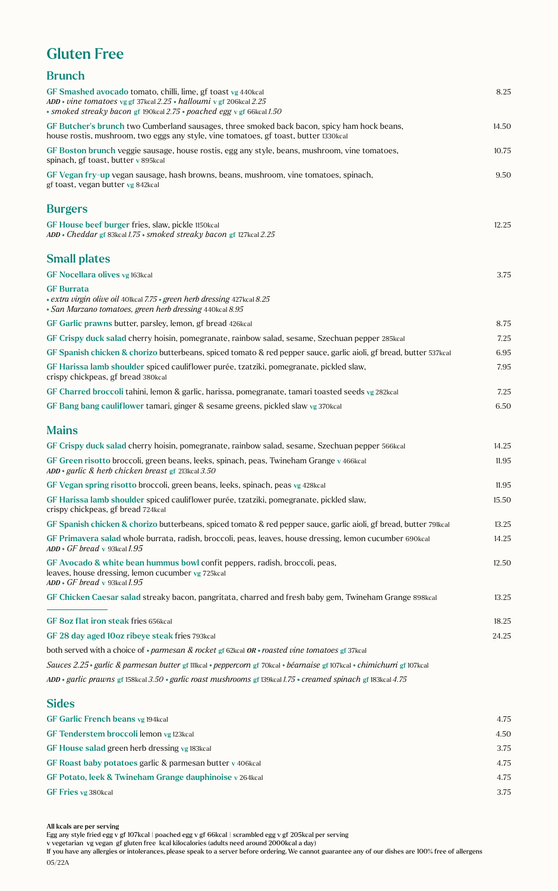# Gluten Free

## Brunch

**GF Smashed avocado** tomato, chilli, lime, gf toast vg 440kcal — 8.25
*ADD* • *vine tomatoes* vg gf 37kcal *2.25* • *halloumi* v gf 206kcal *2.25*
• *smoked streaky bacon* gf 190kcal *2.75* • *poached egg* v gf 66kcal *1.50*

**GF Butcher's brunch** two Cumberland sausages, three smoked back bacon, spicy ham hock beans, house rostis, mushroom, two eggs any style, vine tomatoes, gf toast, butter 1330kcal — 14.50

**GF Boston brunch** veggie sausage, house rostis, egg any style, beans, mushroom, vine tomatoes, spinach, gf toast, butter v 895kcal — 10.75

**GF Vegan fry-up** vegan sausage, hash browns, beans, mushroom, vine tomatoes, spinach, gf toast, vegan butter vg 842kcal — 9.50

## Burgers

**GF House beef burger** fries, slaw, pickle 1150kcal — 12.25
*ADD* • *Cheddar* gf 83kcal *1.75* • *smoked streaky bacon* gf 127kcal *2.25*

## Small plates

**GF Nocellara olives** vg 163kcal — 3.75

**GF Burrata**
• *extra virgin olive oil* 401kcal *7.75* • *green herb dressing* 427kcal *8.25*
• *San Marzano tomatoes, green herb dressing* 440kcal *8.95*

**GF Garlic prawns** butter, parsley, lemon, gf bread 426kcal — 8.75

**GF Crispy duck salad** cherry hoisin, pomegranate, rainbow salad, sesame, Szechuan pepper 285kcal — 7.25

**GF Spanish chicken & chorizo** butterbeans, spiced tomato & red pepper sauce, garlic aioli, gf bread, butter 537kcal — 6.95

**GF Harissa lamb shoulder** spiced cauliflower purée, tzatziki, pomegranate, pickled slaw, crispy chickpeas, gf bread 380kcal — 7.95

**GF Charred broccoli** tahini, lemon & garlic, harissa, pomegranate, tamari toasted seeds vg 282kcal — 7.25

**GF Bang bang cauliflower** tamari, ginger & sesame greens, pickled slaw vg 370kcal — 6.50

## Mains

**GF Crispy duck salad** cherry hoisin, pomegranate, rainbow salad, sesame, Szechuan pepper 566kcal — 14.25

**GF Green risotto** broccoli, green beans, leeks, spinach, peas, Twineham Grange v 466kcal — 11.95
*ADD* • *garlic & herb chicken breast* gf 213kcal *3.50*

**GF Vegan spring risotto** broccoli, green beans, leeks, spinach, peas vg 428kcal — 11.95

**GF Harissa lamb shoulder** spiced cauliflower purée, tzatziki, pomegranate, pickled slaw, crispy chickpeas, gf bread 724kcal — 15.50

**GF Spanish chicken & chorizo** butterbeans, spiced tomato & red pepper sauce, garlic aioli, gf bread, butter 791kcal — 13.25

**GF Primavera salad** whole burrata, radish, broccoli, peas, leaves, house dressing, lemon cucumber 690kcal — 14.25
*ADD* • *GF bread* v 93kcal *1.95*

**GF Avocado & white bean hummus bowl** confit peppers, radish, broccoli, peas, leaves, house dressing, lemon cucumber vg 725kcal — 12.50
*ADD* • *GF bread* v 93kcal *1.95*

**GF Chicken Caesar salad** streaky bacon, pangritata, charred and fresh baby gem, Twineham Grange 898kcal — 13.25

---

**GF 8oz flat iron steak** fries 656kcal — 18.25

**GF 28 day aged 10oz ribeye steak** fries 793kcal — 24.25

both served with a choice of • *parmesan & rocket* gf 62kcal ***OR*** • *roasted vine tomatoes* gf 37kcal

*Sauces 2.25* • *garlic & parmesan butter* gf 111kcal • *peppercorn* gf 70kcal • *béarnaise* gf 107kcal • *chimichurri* gf 107kcal

*ADD* • *garlic prawns* gf 158kcal *3.50* • *garlic roast mushrooms* gf 139kcal *1.75* • *creamed spinach* gf 183kcal *4.75*

## Sides

**GF Garlic French beans** vg 194kcal — 4.75

**GF Tenderstem broccoli** lemon vg 123kcal — 4.50

**GF House salad** green herb dressing vg 183kcal — 3.75

**GF Roast baby potatoes** garlic & parmesan butter v 406kcal — 4.75

**GF Potato, leek & Twineham Grange dauphinoise** v 264kcal — 4.75

**GF Fries** vg 380kcal — 3.75

**All kcals are per serving**
Egg any style fried egg v gf 107kcal | poached egg v gf 66kcal | scrambled egg v gf 205kcal per serving
v vegetarian vg vegan gf gluten free kcal kilocalories (adults need around 2000kcal a day)
If you have any allergies or intolerances, please speak to a server before ordering. We cannot guarantee any of our dishes are 100% free of allergens
05/22A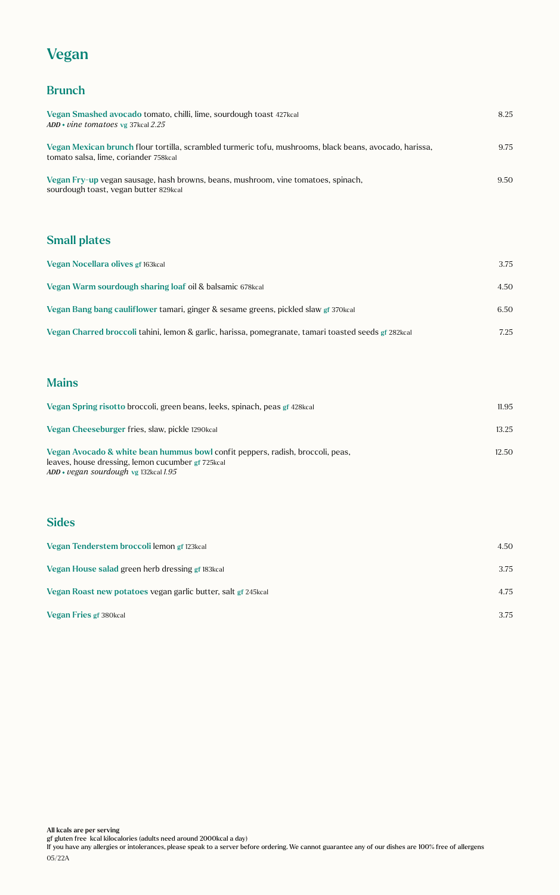# Vegan

## Brunch

**Vegan Smashed avocado** tomato, chilli, lime, sourdough toast 427kcal — 8.25
*ADD • vine tomatoes* vg 37kcal *2.25*

**Vegan Mexican brunch** flour tortilla, scrambled turmeric tofu, mushrooms, black beans, avocado, harissa, tomato salsa, lime, coriander 758kcal — 9.75

**Vegan Fry-up** vegan sausage, hash browns, beans, mushroom, vine tomatoes, spinach, sourdough toast, vegan butter 829kcal — 9.50

## Small plates

**Vegan Nocellara olives** gf 163kcal — 3.75

**Vegan Warm sourdough sharing loaf** oil & balsamic 678kcal — 4.50

**Vegan Bang bang cauliflower** tamari, ginger & sesame greens, pickled slaw gf 370kcal — 6.50

**Vegan Charred broccoli** tahini, lemon & garlic, harissa, pomegranate, tamari toasted seeds gf 282kcal — 7.25

## Mains

**Vegan Spring risotto** broccoli, green beans, leeks, spinach, peas gf 428kcal — 11.95

**Vegan Cheeseburger** fries, slaw, pickle 1290kcal — 13.25

**Vegan Avocado & white bean hummus bowl** confit peppers, radish, broccoli, peas, leaves, house dressing, lemon cucumber gf 725kcal — 12.50
*ADD • vegan sourdough* vg 132kcal *1.95*

## Sides

**Vegan Tenderstem broccoli** lemon gf 123kcal — 4.50

**Vegan House salad** green herb dressing gf 183kcal — 3.75

**Vegan Roast new potatoes** vegan garlic butter, salt gf 245kcal — 4.75

**Vegan Fries** gf 380kcal — 3.75

**All kcals are per serving**
gf gluten free kcal kilocalories (adults need around 2000kcal a day)
If you have any allergies or intolerances, please speak to a server before ordering. We cannot guarantee any of our dishes are 100% free of allergens
05/22A